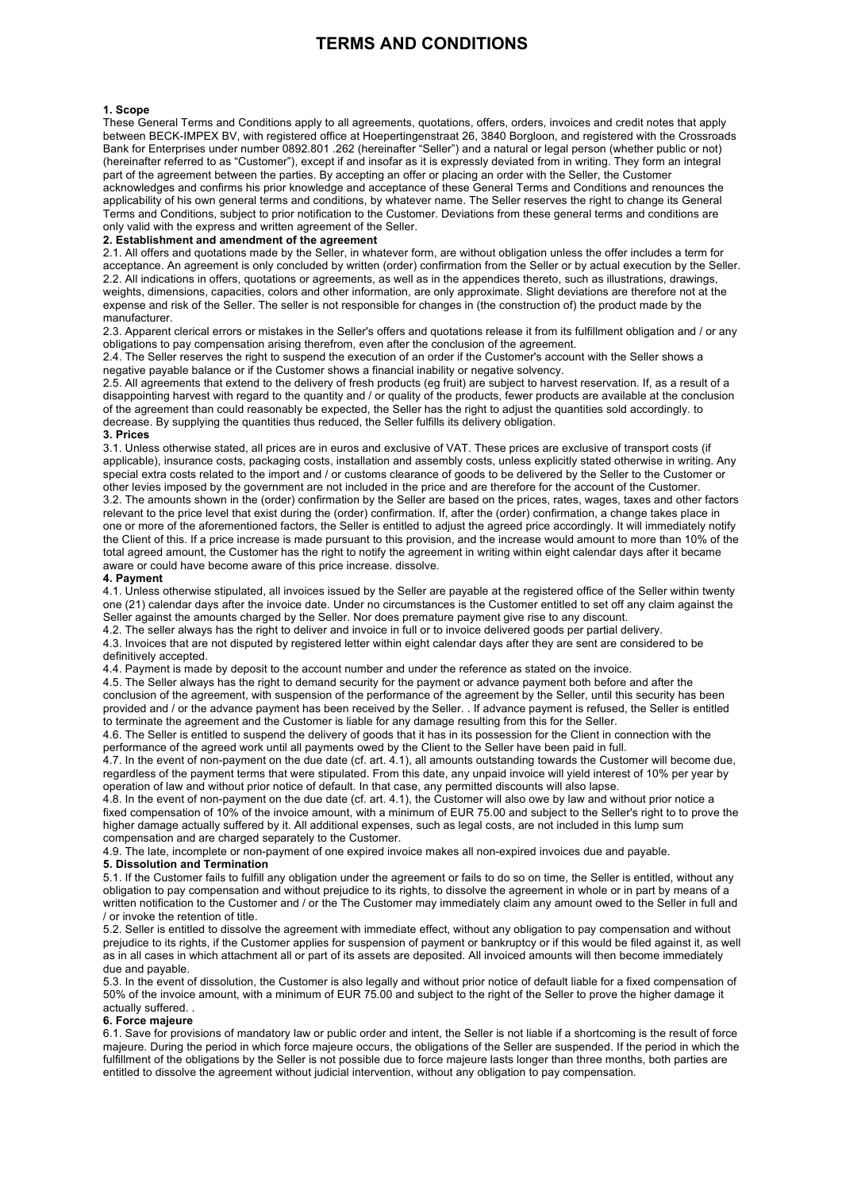# TERMS AND CONDITIONS

**1. Scope**

These General Terms and Conditions apply to all agreements, quotations, offers, orders, invoices and credit notes that apply between BECK-IMPEX BV, with registered office at Hoepertingenstraat 26, 3840 Borgloon, and registered with the Crossroads Bank for Enterprises under number 0892.801 .262 (hereinafter "Seller") and a natural or legal person (whether public or not) (hereinafter referred to as "Customer"), except if and insofar as it is expressly deviated from in writing. They form an integral part of the agreement between the parties. By accepting an offer or placing an order with the Seller, the Customer acknowledges and confirms his prior knowledge and acceptance of these General Terms and Conditions and renounces the applicability of his own general terms and conditions, by whatever name. The Seller reserves the right to change its General Terms and Conditions, subject to prior notification to the Customer. Deviations from these general terms and conditions are only valid with the express and written agreement of the Seller.

**2. Establishment and amendment of the agreement**

2.1. All offers and quotations made by the Seller, in whatever form, are without obligation unless the offer includes a term for acceptance. An agreement is only concluded by written (order) confirmation from the Seller or by actual execution by the Seller.

2.2. All indications in offers, quotations or agreements, as well as in the appendices thereto, such as illustrations, drawings, weights, dimensions, capacities, colors and other information, are only approximate. Slight deviations are therefore not at the expense and risk of the Seller. The seller is not responsible for changes in (the construction of) the product made by the manufacturer.

2.3. Apparent clerical errors or mistakes in the Seller's offers and quotations release it from its fulfillment obligation and / or any obligations to pay compensation arising therefrom, even after the conclusion of the agreement.

2.4. The Seller reserves the right to suspend the execution of an order if the Customer's account with the Seller shows a negative payable balance or if the Customer shows a financial inability or negative solvency.

2.5. All agreements that extend to the delivery of fresh products (eg fruit) are subject to harvest reservation. If, as a result of a disappointing harvest with regard to the quantity and / or quality of the products, fewer products are available at the conclusion of the agreement than could reasonably be expected, the Seller has the right to adjust the quantities sold accordingly. to decrease. By supplying the quantities thus reduced, the Seller fulfills its delivery obligation.

**3. Prices**

3.1. Unless otherwise stated, all prices are in euros and exclusive of VAT. These prices are exclusive of transport costs (if applicable), insurance costs, packaging costs, installation and assembly costs, unless explicitly stated otherwise in writing. Any special extra costs related to the import and / or customs clearance of goods to be delivered by the Seller to the Customer or other levies imposed by the government are not included in the price and are therefore for the account of the Customer.

3.2. The amounts shown in the (order) confirmation by the Seller are based on the prices, rates, wages, taxes and other factors relevant to the price level that exist during the (order) confirmation. If, after the (order) confirmation, a change takes place in one or more of the aforementioned factors, the Seller is entitled to adjust the agreed price accordingly. It will immediately notify the Client of this. If a price increase is made pursuant to this provision, and the increase would amount to more than 10% of the total agreed amount, the Customer has the right to notify the agreement in writing within eight calendar days after it became aware or could have become aware of this price increase. dissolve.

**4. Payment**

4.1. Unless otherwise stipulated, all invoices issued by the Seller are payable at the registered office of the Seller within twenty one (21) calendar days after the invoice date. Under no circumstances is the Customer entitled to set off any claim against the Seller against the amounts charged by the Seller. Nor does premature payment give rise to any discount.

4.2. The seller always has the right to deliver and invoice in full or to invoice delivered goods per partial delivery.

4.3. Invoices that are not disputed by registered letter within eight calendar days after they are sent are considered to be definitively accepted.

4.4. Payment is made by deposit to the account number and under the reference as stated on the invoice.

4.5. The Seller always has the right to demand security for the payment or advance payment both before and after the conclusion of the agreement, with suspension of the performance of the agreement by the Seller, until this security has been provided and / or the advance payment has been received by the Seller. . If advance payment is refused, the Seller is entitled to terminate the agreement and the Customer is liable for any damage resulting from this for the Seller.

4.6. The Seller is entitled to suspend the delivery of goods that it has in its possession for the Client in connection with the performance of the agreed work until all payments owed by the Client to the Seller have been paid in full.

4.7. In the event of non-payment on the due date (cf. art. 4.1), all amounts outstanding towards the Customer will become due, regardless of the payment terms that were stipulated. From this date, any unpaid invoice will yield interest of 10% per year by operation of law and without prior notice of default. In that case, any permitted discounts will also lapse.

4.8. In the event of non-payment on the due date (cf. art. 4.1), the Customer will also owe by law and without prior notice a fixed compensation of 10% of the invoice amount, with a minimum of EUR 75.00 and subject to the Seller's right to to prove the higher damage actually suffered by it. All additional expenses, such as legal costs, are not included in this lump sum compensation and are charged separately to the Customer.

4.9. The late, incomplete or non-payment of one expired invoice makes all non-expired invoices due and payable.

**5. Dissolution and Termination**

5.1. If the Customer fails to fulfill any obligation under the agreement or fails to do so on time, the Seller is entitled, without any obligation to pay compensation and without prejudice to its rights, to dissolve the agreement in whole or in part by means of a written notification to the Customer and / or the The Customer may immediately claim any amount owed to the Seller in full and / or invoke the retention of title.

5.2. Seller is entitled to dissolve the agreement with immediate effect, without any obligation to pay compensation and without prejudice to its rights, if the Customer applies for suspension of payment or bankruptcy or if this would be filed against it, as well as in all cases in which attachment all or part of its assets are deposited. All invoiced amounts will then become immediately due and payable.

5.3. In the event of dissolution, the Customer is also legally and without prior notice of default liable for a fixed compensation of 50% of the invoice amount, with a minimum of EUR 75.00 and subject to the right of the Seller to prove the higher damage it actually suffered. .

**6. Force majeure**

6.1. Save for provisions of mandatory law or public order and intent, the Seller is not liable if a shortcoming is the result of force majeure. During the period in which force majeure occurs, the obligations of the Seller are suspended. If the period in which the fulfillment of the obligations by the Seller is not possible due to force majeure lasts longer than three months, both parties are entitled to dissolve the agreement without judicial intervention, without any obligation to pay compensation.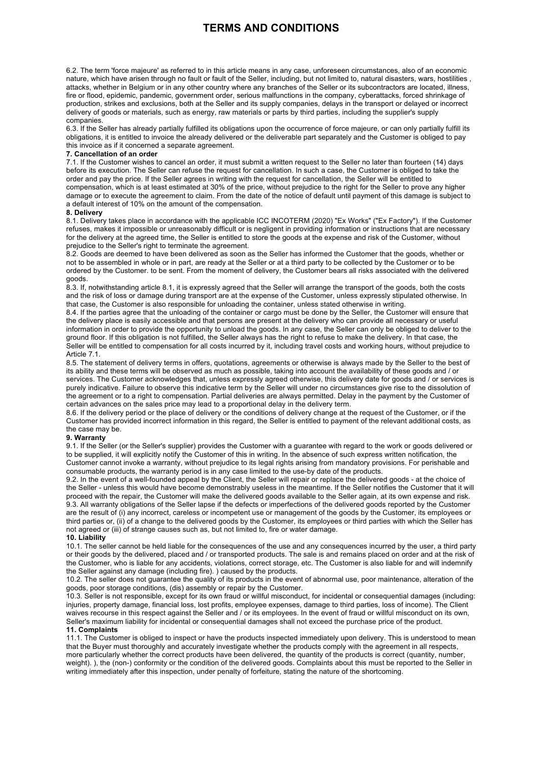# TERMS AND CONDITIONS

6.2. The term 'force majeure' as referred to in this article means in any case, unforeseen circumstances, also of an economic nature, which have arisen through no fault or fault of the Seller, including, but not limited to, natural disasters, wars, hostilities , attacks, whether in Belgium or in any other country where any branches of the Seller or its subcontractors are located, illness, fire or flood, epidemic, pandemic, government order, serious malfunctions in the company, cyberattacks, forced shrinkage of production, strikes and exclusions, both at the Seller and its supply companies, delays in the transport or delayed or incorrect delivery of goods or materials, such as energy, raw materials or parts by third parties, including the supplier's supply companies.

6.3. If the Seller has already partially fulfilled its obligations upon the occurrence of force majeure, or can only partially fulfill its obligations, it is entitled to invoice the already delivered or the deliverable part separately and the Customer is obliged to pay this invoice as if it concerned a separate agreement.

**7. Cancellation of an order**

7.1. If the Customer wishes to cancel an order, it must submit a written request to the Seller no later than fourteen (14) days before its execution. The Seller can refuse the request for cancellation. In such a case, the Customer is obliged to take the order and pay the price. If the Seller agrees in writing with the request for cancellation, the Seller will be entitled to compensation, which is at least estimated at 30% of the price, without prejudice to the right for the Seller to prove any higher damage or to execute the agreement to claim. From the date of the notice of default until payment of this damage is subject to a default interest of 10% on the amount of the compensation.

**8. Delivery**

8.1. Delivery takes place in accordance with the applicable ICC INCOTERM (2020) "Ex Works" ("Ex Factory"). If the Customer refuses, makes it impossible or unreasonably difficult or is negligent in providing information or instructions that are necessary for the delivery at the agreed time, the Seller is entitled to store the goods at the expense and risk of the Customer, without prejudice to the Seller's right to terminate the agreement.

8.2. Goods are deemed to have been delivered as soon as the Seller has informed the Customer that the goods, whether or not to be assembled in whole or in part, are ready at the Seller or at a third party to be collected by the Customer or to be ordered by the Customer. to be sent. From the moment of delivery, the Customer bears all risks associated with the delivered goods.

8.3. If, notwithstanding article 8.1, it is expressly agreed that the Seller will arrange the transport of the goods, both the costs and the risk of loss or damage during transport are at the expense of the Customer, unless expressly stipulated otherwise. In that case, the Customer is also responsible for unloading the container, unless stated otherwise in writing.

8.4. If the parties agree that the unloading of the container or cargo must be done by the Seller, the Customer will ensure that the delivery place is easily accessible and that persons are present at the delivery who can provide all necessary or useful information in order to provide the opportunity to unload the goods. In any case, the Seller can only be obliged to deliver to the ground floor. If this obligation is not fulfilled, the Seller always has the right to refuse to make the delivery. In that case, the Seller will be entitled to compensation for all costs incurred by it, including travel costs and working hours, without prejudice to Article 7.1.

8.5. The statement of delivery terms in offers, quotations, agreements or otherwise is always made by the Seller to the best of its ability and these terms will be observed as much as possible, taking into account the availability of these goods and / or services. The Customer acknowledges that, unless expressly agreed otherwise, this delivery date for goods and / or services is purely indicative. Failure to observe this indicative term by the Seller will under no circumstances give rise to the dissolution of the agreement or to a right to compensation. Partial deliveries are always permitted. Delay in the payment by the Customer of certain advances on the sales price may lead to a proportional delay in the delivery term.

8.6. If the delivery period or the place of delivery or the conditions of delivery change at the request of the Customer, or if the Customer has provided incorrect information in this regard, the Seller is entitled to payment of the relevant additional costs, as the case may be.

**9. Warranty**

9.1. If the Seller (or the Seller's supplier) provides the Customer with a guarantee with regard to the work or goods delivered or to be supplied, it will explicitly notify the Customer of this in writing. In the absence of such express written notification, the Customer cannot invoke a warranty, without prejudice to its legal rights arising from mandatory provisions. For perishable and consumable products, the warranty period is in any case limited to the use-by date of the products.

9.2. In the event of a well-founded appeal by the Client, the Seller will repair or replace the delivered goods - at the choice of the Seller - unless this would have become demonstrably useless in the meantime. If the Seller notifies the Customer that it will proceed with the repair, the Customer will make the delivered goods available to the Seller again, at its own expense and risk.

9.3. All warranty obligations of the Seller lapse if the defects or imperfections of the delivered goods reported by the Customer are the result of (i) any incorrect, careless or incompetent use or management of the goods by the Customer, its employees or third parties or, (ii) of a change to the delivered goods by the Customer, its employees or third parties with which the Seller has not agreed or (iii) of strange causes such as, but not limited to, fire or water damage.

**10. Liability**

10.1. The seller cannot be held liable for the consequences of the use and any consequences incurred by the user, a third party or their goods by the delivered, placed and / or transported products. The sale is and remains placed on order and at the risk of the Customer, who is liable for any accidents, violations, correct storage, etc. The Customer is also liable for and will indemnify the Seller against any damage (including fire). ) caused by the products.

10.2. The seller does not guarantee the quality of its products in the event of abnormal use, poor maintenance, alteration of the goods, poor storage conditions, (dis) assembly or repair by the Customer.

10.3. Seller is not responsible, except for its own fraud or willful misconduct, for incidental or consequential damages (including: injuries, property damage, financial loss, lost profits, employee expenses, damage to third parties, loss of income). The Client waives recourse in this respect against the Seller and / or its employees. In the event of fraud or willful misconduct on its own, Seller's maximum liability for incidental or consequential damages shall not exceed the purchase price of the product.

**11. Complaints**

11.1. The Customer is obliged to inspect or have the products inspected immediately upon delivery. This is understood to mean that the Buyer must thoroughly and accurately investigate whether the products comply with the agreement in all respects, more particularly whether the correct products have been delivered, the quantity of the products is correct (quantity, number, weight). ), the (non-) conformity or the condition of the delivered goods. Complaints about this must be reported to the Seller in writing immediately after this inspection, under penalty of forfeiture, stating the nature of the shortcoming.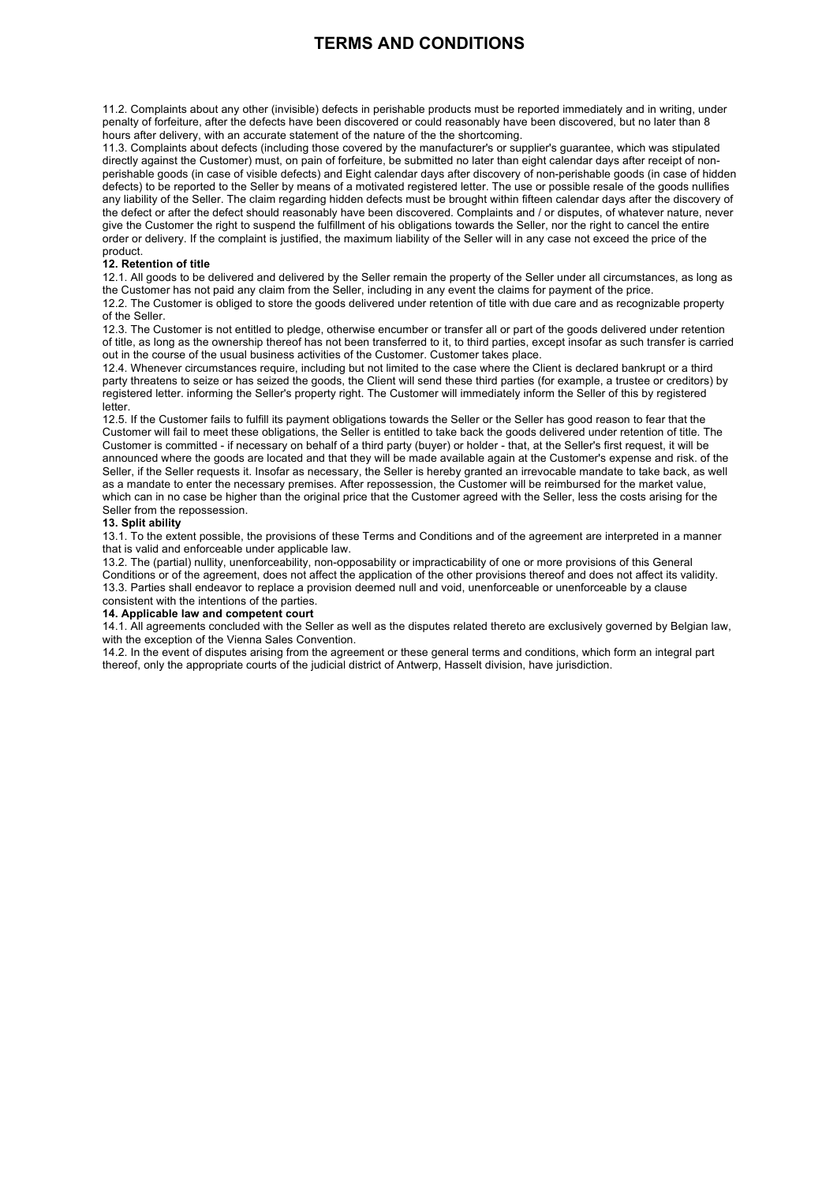# TERMS AND CONDITIONS

11.2. Complaints about any other (invisible) defects in perishable products must be reported immediately and in writing, under penalty of forfeiture, after the defects have been discovered or could reasonably have been discovered, but no later than 8 hours after delivery, with an accurate statement of the nature of the the shortcoming.

11.3. Complaints about defects (including those covered by the manufacturer's or supplier's guarantee, which was stipulated directly against the Customer) must, on pain of forfeiture, be submitted no later than eight calendar days after receipt of non-perishable goods (in case of visible defects) and Eight calendar days after discovery of non-perishable goods (in case of hidden defects) to be reported to the Seller by means of a motivated registered letter. The use or possible resale of the goods nullifies any liability of the Seller. The claim regarding hidden defects must be brought within fifteen calendar days after the discovery of the defect or after the defect should reasonably have been discovered. Complaints and / or disputes, of whatever nature, never give the Customer the right to suspend the fulfillment of his obligations towards the Seller, nor the right to cancel the entire order or delivery. If the complaint is justified, the maximum liability of the Seller will in any case not exceed the price of the product.

**12. Retention of title**

12.1. All goods to be delivered and delivered by the Seller remain the property of the Seller under all circumstances, as long as the Customer has not paid any claim from the Seller, including in any event the claims for payment of the price.

12.2. The Customer is obliged to store the goods delivered under retention of title with due care and as recognizable property of the Seller.

12.3. The Customer is not entitled to pledge, otherwise encumber or transfer all or part of the goods delivered under retention of title, as long as the ownership thereof has not been transferred to it, to third parties, except insofar as such transfer is carried out in the course of the usual business activities of the Customer. Customer takes place.

12.4. Whenever circumstances require, including but not limited to the case where the Client is declared bankrupt or a third party threatens to seize or has seized the goods, the Client will send these third parties (for example, a trustee or creditors) by registered letter. informing the Seller's property right. The Customer will immediately inform the Seller of this by registered letter.

12.5. If the Customer fails to fulfill its payment obligations towards the Seller or the Seller has good reason to fear that the Customer will fail to meet these obligations, the Seller is entitled to take back the goods delivered under retention of title. The Customer is committed - if necessary on behalf of a third party (buyer) or holder - that, at the Seller's first request, it will be announced where the goods are located and that they will be made available again at the Customer's expense and risk. of the Seller, if the Seller requests it. Insofar as necessary, the Seller is hereby granted an irrevocable mandate to take back, as well as a mandate to enter the necessary premises. After repossession, the Customer will be reimbursed for the market value, which can in no case be higher than the original price that the Customer agreed with the Seller, less the costs arising for the Seller from the repossession.

**13. Split ability**

13.1. To the extent possible, the provisions of these Terms and Conditions and of the agreement are interpreted in a manner that is valid and enforceable under applicable law.

13.2. The (partial) nullity, unenforceability, non-opposability or impracticability of one or more provisions of this General Conditions or of the agreement, does not affect the application of the other provisions thereof and does not affect its validity.

13.3. Parties shall endeavor to replace a provision deemed null and void, unenforceable or unenforceable by a clause consistent with the intentions of the parties.

**14. Applicable law and competent court**

14.1. All agreements concluded with the Seller as well as the disputes related thereto are exclusively governed by Belgian law, with the exception of the Vienna Sales Convention.

14.2. In the event of disputes arising from the agreement or these general terms and conditions, which form an integral part thereof, only the appropriate courts of the judicial district of Antwerp, Hasselt division, have jurisdiction.